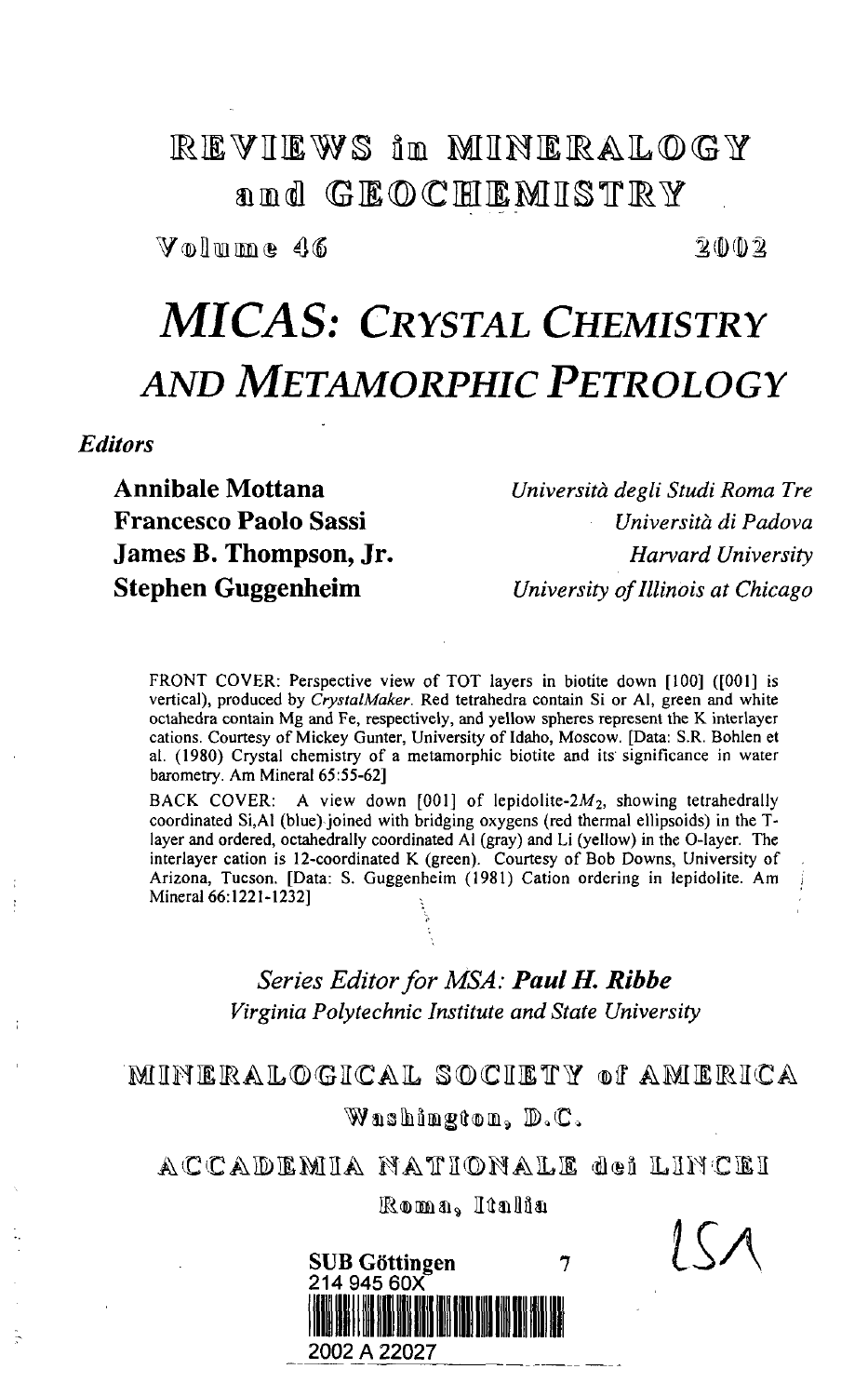# REVIEWS in MINERALOGY and GEOCHEMISTRY

Volume 46 2002

# *MICAS: CRYSTAL CHEMISTRY AND METAMORPHIC PETROLOGY*

*Editors*

**Annibale Mottana** *Università degli Studi Roma Tre*

**Francesco Paolo Sassi** *Università di Padova*

**James B. Thompson, Jr.** *Harvard University*

**Stephen Guggenheim** *University of Illinois at Chicago*

FRONT COVER: Perspective view of TOT layers in biotite down [100] ([001] is vertical), produced by *CrystalMaker*. Red tetrahedra contain Si or Al, green and white octahedra contain Mg and Fe, respectively, and yellow spheres represent the K interlayer cations. Courtesy of Mickey Gunter, University of Idaho, Moscow. [Data: S.R. Bohlen et al. (1980) Crystal chemistry of a metamorphic biotite and its significance in water barometry. Am Mineral 65:55-62]

BACK COVER: A view down [001] of lepidolite-$2M_2$, showing tetrahedrally coordinated Si,Al (blue) joined with bridging oxygens (red thermal ellipsoids) in the T-layer and ordered, octahedrally coordinated Al (gray) and Li (yellow) in the O-layer. The interlayer cation is 12-coordinated K (green). Courtesy of Bob Downs, University of Arizona, Tucson. [Data: S. Guggenheim (1981) Cation ordering in lepidolite. Am Mineral 66:1221-1232]

*Series Editor for MSA:* ***Paul H. Ribbe***

*Virginia Polytechnic Institute and State University*

MINERALOGICAL SOCIETY of AMERICA

Washington, D.C.

ACCADEMIA NATIONALE dei LINCEI

Roma, Italia

SUB Göttingen 7

214 945 60X

2002 A 22027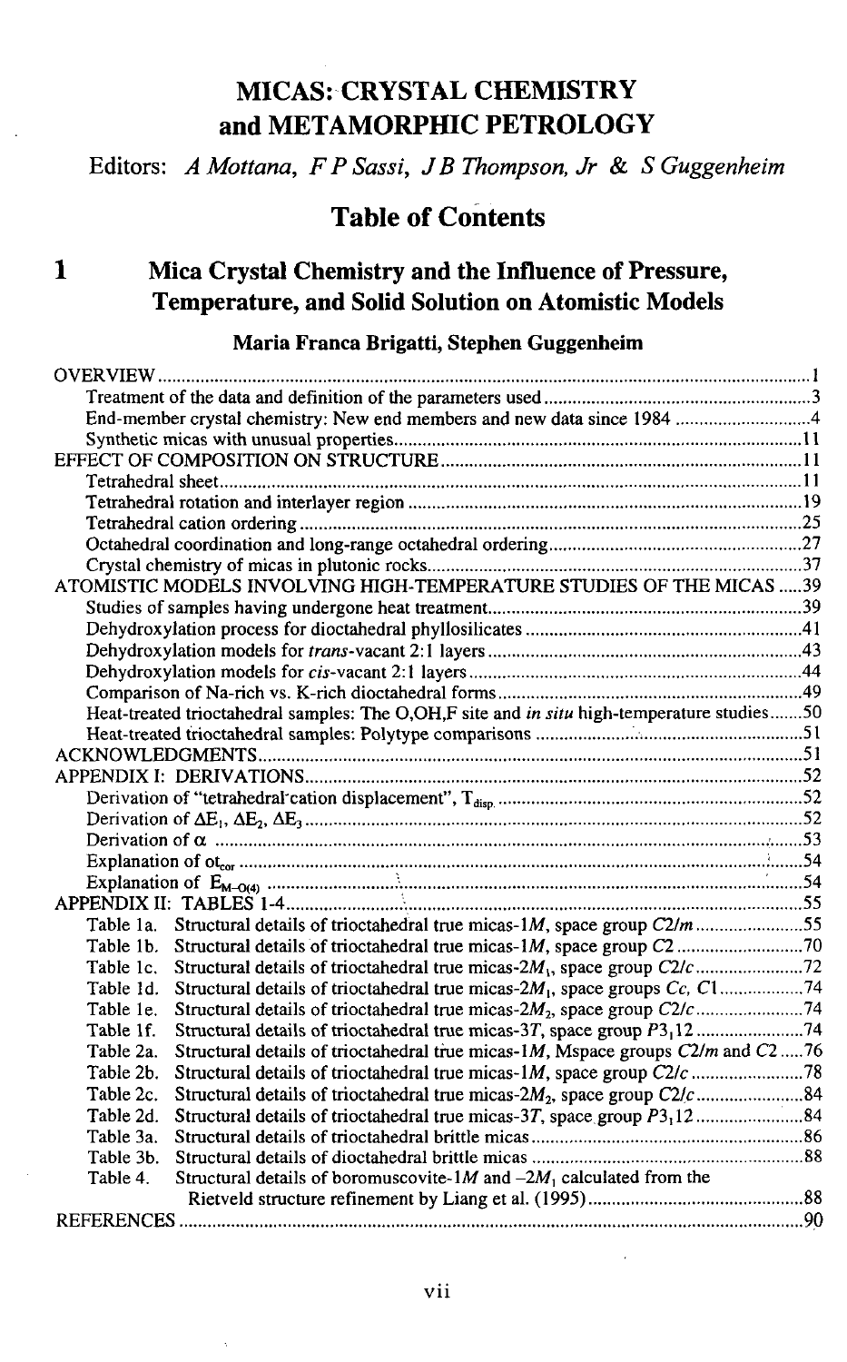# MICAS: CRYSTAL CHEMISTRY and METAMORPHIC PETROLOGY

Editors: *A Mottana, F P Sassi, J B Thompson, Jr & S Guggenheim*

## Table of Contents

## 1 Mica Crystal Chemistry and the Influence of Pressure, Temperature, and Solid Solution on Atomistic Models

**Maria Franca Brigatti, Stephen Guggenheim**

OVERVIEW ..... 1

- Treatment of the data and definition of the parameters used ..... 3
- End-member crystal chemistry: New end members and new data since 1984 ..... 4
- Synthetic micas with unusual properties ..... 11

EFFECT OF COMPOSITION ON STRUCTURE ..... 11

- Tetrahedral sheet ..... 11
- Tetrahedral rotation and interlayer region ..... 19
- Tetrahedral cation ordering ..... 25
- Octahedral coordination and long-range octahedral ordering ..... 27
- Crystal chemistry of micas in plutonic rocks ..... 37

ATOMISTIC MODELS INVOLVING HIGH-TEMPERATURE STUDIES OF THE MICAS ..... 39

- Studies of samples having undergone heat treatment ..... 39
- Dehydroxylation process for dioctahedral phyllosilicates ..... 41
- Dehydroxylation models for *trans*-vacant 2:1 layers ..... 43
- Dehydroxylation models for *cis*-vacant 2:1 layers ..... 44
- Comparison of Na-rich vs. K-rich dioctahedral forms ..... 49
- Heat-treated trioctahedral samples: The O,OH,F site and *in situ* high-temperature studies ..... 50
- Heat-treated trioctahedral samples: Polytype comparisons ..... 51

ACKNOWLEDGMENTS ..... 51

APPENDIX I: DERIVATIONS ..... 52

- Derivation of "tetrahedral cation displacement", $T_{disp.}$ ..... 52
- Derivation of $\Delta E_1$, $\Delta E_2$, $\Delta E_3$ ..... 52
- Derivation of $\alpha$ ..... 53
- Explanation of $ot_{cor}$ ..... 54
- Explanation of $E_{M\text{-}O(4)}$ ..... 54

APPENDIX II: TABLES 1-4 ..... 55

- Table 1a. Structural details of trioctahedral true micas-1*M*, space group *C*2/*m* ..... 55
- Table 1b. Structural details of trioctahedral true micas-1*M*, space group *C*2 ..... 70
- Table 1c. Structural details of trioctahedral true micas-2$M_1$, space group *C*2/*c* ..... 72
- Table 1d. Structural details of trioctahedral true micas-2$M_1$, space groups *Cc*, *C*1 ..... 74
- Table 1e. Structural details of trioctahedral true micas-2$M_2$, space group *C*2/*c* ..... 74
- Table 1f. Structural details of trioctahedral true micas-3*T*, space group $P3_112$ ..... 74
- Table 2a. Structural details of trioctahedral true micas-1*M*, Mspace groups *C*2/*m* and *C*2 ..... 76
- Table 2b. Structural details of trioctahedral true micas-1*M*, space group *C*2/*c* ..... 78
- Table 2c. Structural details of trioctahedral true micas-2$M_2$, space group *C*2/*c* ..... 84
- Table 2d. Structural details of trioctahedral true micas-3*T*, space group $P3_112$ ..... 84
- Table 3a. Structural details of trioctahedral brittle micas ..... 86
- Table 3b. Structural details of dioctahedral brittle micas ..... 88
- Table 4. Structural details of boromuscovite-1*M* and -2$M_1$ calculated from the Rietveld structure refinement by Liang et al. (1995) ..... 88

REFERENCES ..... 90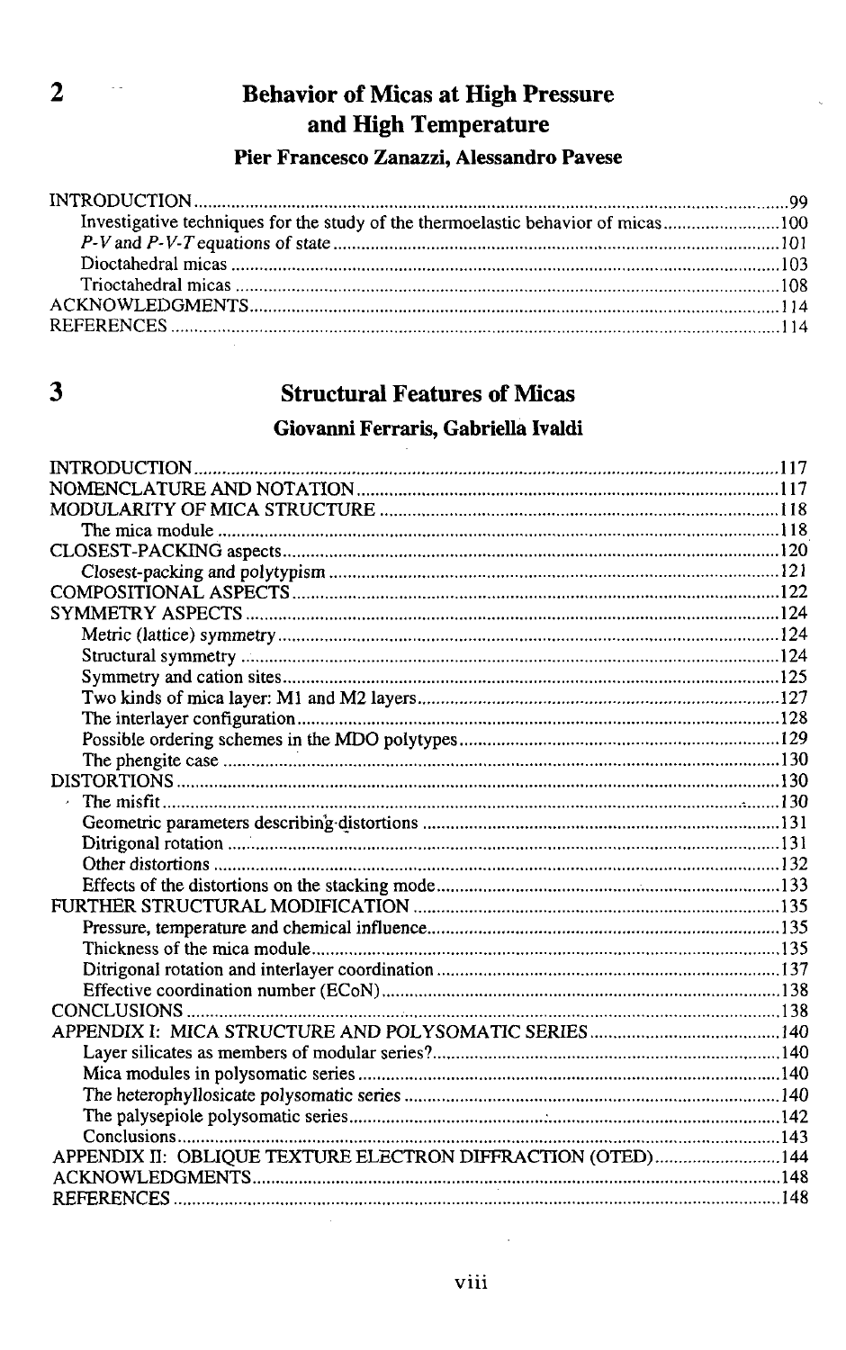## 2 Behavior of Micas at High Pressure and High Temperature

**Pier Francesco Zanazzi, Alessandro Pavese**

INTRODUCTION ....................................................................................................... 99

- Investigative techniques for the study of the thermoelastic behavior of micas ......................... 100
- *P-V* and *P-V-T* equations of state ....................................................................... 101
- Dioctahedral micas .................................................................................................... 103
- Trioctahedral micas ................................................................................................... 108

ACKNOWLEDGMENTS ............................................................................................. 114

REFERENCES ............................................................................................................ 114

## 3 Structural Features of Micas

**Giovanni Ferraris, Gabriella Ivaldi**

INTRODUCTION ........................................................................................................ 117

NOMENCLATURE AND NOTATION .......................................................................... 117

MODULARITY OF MICA STRUCTURE ..................................................................... 118

- The mica module ....................................................................................................... 118

CLOSEST-PACKING aspects ...................................................................................... 120

- Closest-packing and polytypism ............................................................................... 121

COMPOSITIONAL ASPECTS ...................................................................................... 122

SYMMETRY ASPECTS ............................................................................................... 124

- Metric (lattice) symmetry .......................................................................................... 124
- Structural symmetry .................................................................................................. 124
- Symmetry and cation sites ......................................................................................... 125
- Two kinds of mica layer: M1 and M2 layers ............................................................ 127
- The interlayer configuration ...................................................................................... 128
- Possible ordering schemes in the MDO polytypes .................................................... 129
- The phengite case ..................................................................................................... 130

DISTORTIONS ............................................................................................................ 130

- The misfit .................................................................................................................. 130
- Geometric parameters describing distortions ........................................................... 131
- Ditrigonal rotation ..................................................................................................... 131
- Other distortions ....................................................................................................... 132
- Effects of the distortions on the stacking mode ......................................................... 133

FURTHER STRUCTURAL MODIFICATION ............................................................... 135

- Pressure, temperature and chemical influence ........................................................... 135
- Thickness of the mica module ................................................................................... 135
- Ditrigonal rotation and interlayer coordination ......................................................... 137
- Effective coordination number (ECoN) ..................................................................... 138

CONCLUSIONS ........................................................................................................... 138

APPENDIX I: MICA STRUCTURE AND POLYSOMATIC SERIES ............................ 140

- Layer silicates as members of modular series? ......................................................... 140
- Mica modules in polysomatic series .......................................................................... 140
- The heterophyllosicate polysomatic series ............................................................... 140
- The palysepiole polysomatic series ........................................................................... 142
- Conclusions ............................................................................................................... 143

APPENDIX II: OBLIQUE TEXTURE ELECTRON DIFFRACTION (OTED) ................ 144

ACKNOWLEDGMENTS ............................................................................................. 148

REFERENCES ............................................................................................................ 148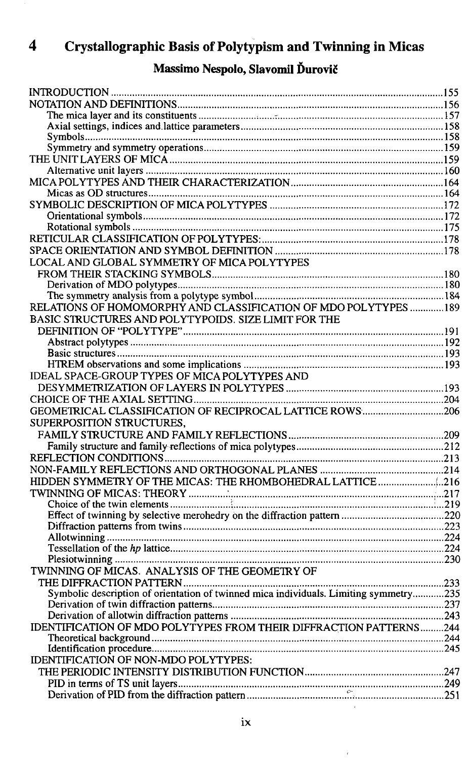# 4 Crystallographic Basis of Polytypism and Twinning in Micas

**Massimo Nespolo, Slavomil Ďurovič**

INTRODUCTION ..... 155
NOTATION AND DEFINITIONS ..... 156
- The mica layer and its constituents ..... 157
- Axial settings, indices and lattice parameters ..... 158
- Symbols ..... 158
- Symmetry and symmetry operations ..... 159

THE UNIT LAYERS OF MICA ..... 159
- Alternative unit layers ..... 160

MICA POLYTYPES AND THEIR CHARACTERIZATION ..... 164
- Micas as OD structures ..... 164

SYMBOLIC DESCRIPTION OF MICA POLYTYPES ..... 172
- Orientational symbols ..... 172
- Rotational symbols ..... 175

RETICULAR CLASSIFICATION OF POLYTYPES: ..... 178
SPACE ORIENTATION AND SYMBOL DEFINITION ..... 178
LOCAL AND GLOBAL SYMMETRY OF MICA POLYTYPES FROM THEIR STACKING SYMBOLS ..... 180
- Derivation of MDO polytypes ..... 180
- The symmetry analysis from a polytype symbol ..... 184

RELATIONS OF HOMOMORPHY AND CLASSIFICATION OF MDO POLYTYPES ..... 189
BASIC STRUCTURES AND POLYTYPOIDS. SIZE LIMIT FOR THE DEFINITION OF "POLYTYPE" ..... 191
- Abstract polytypes ..... 192
- Basic structures ..... 193
- HTREM observations and some implications ..... 193

IDEAL SPACE-GROUP TYPES OF MICA POLYTYPES AND DESYMMETRIZATION OF LAYERS IN POLYTYPES ..... 193
CHOICE OF THE AXIAL SETTING ..... 204
GEOMETRICAL CLASSIFICATION OF RECIPROCAL LATTICE ROWS ..... 206
SUPERPOSITION STRUCTURES, FAMILY STRUCTURE AND FAMILY REFLECTIONS ..... 209
- Family structure and family reflections of mica polytypes ..... 212

REFLECTION CONDITIONS ..... 213
NON-FAMILY REFLECTIONS AND ORTHOGONAL PLANES ..... 214
HIDDEN SYMMETRY OF THE MICAS: THE RHOMBOHEDRAL LATTICE ..... 216
TWINNING OF MICAS: THEORY ..... 217
- Choice of the twin elements ..... 219
- Effect of twinning by selective merohedry on the diffraction pattern ..... 220
- Diffraction patterns from twins ..... 223
- Allotwinning ..... 224
- Tessellation of the *hp* lattice ..... 224
- Plesiotwinning ..... 230

TWINNING OF MICAS. ANALYSIS OF THE GEOMETRY OF THE DIFFRACTION PATTERN ..... 233
- Symbolic description of orientation of twinned mica individuals. Limiting symmetry ..... 235
- Derivation of twin diffraction patterns ..... 237
- Derivation of allotwin diffraction patterns ..... 243

IDENTIFICATION OF MDO POLYTYPES FROM THEIR DIFFRACTION PATTERNS ..... 244
- Theoretical background ..... 244
- Identification procedure ..... 245

IDENTIFICATION OF NON-MDO POLYTYPES: THE PERIODIC INTENSITY DISTRIBUTION FUNCTION ..... 247
- PID in terms of TS unit layers ..... 249
- Derivation of PID from the diffraction pattern ..... 251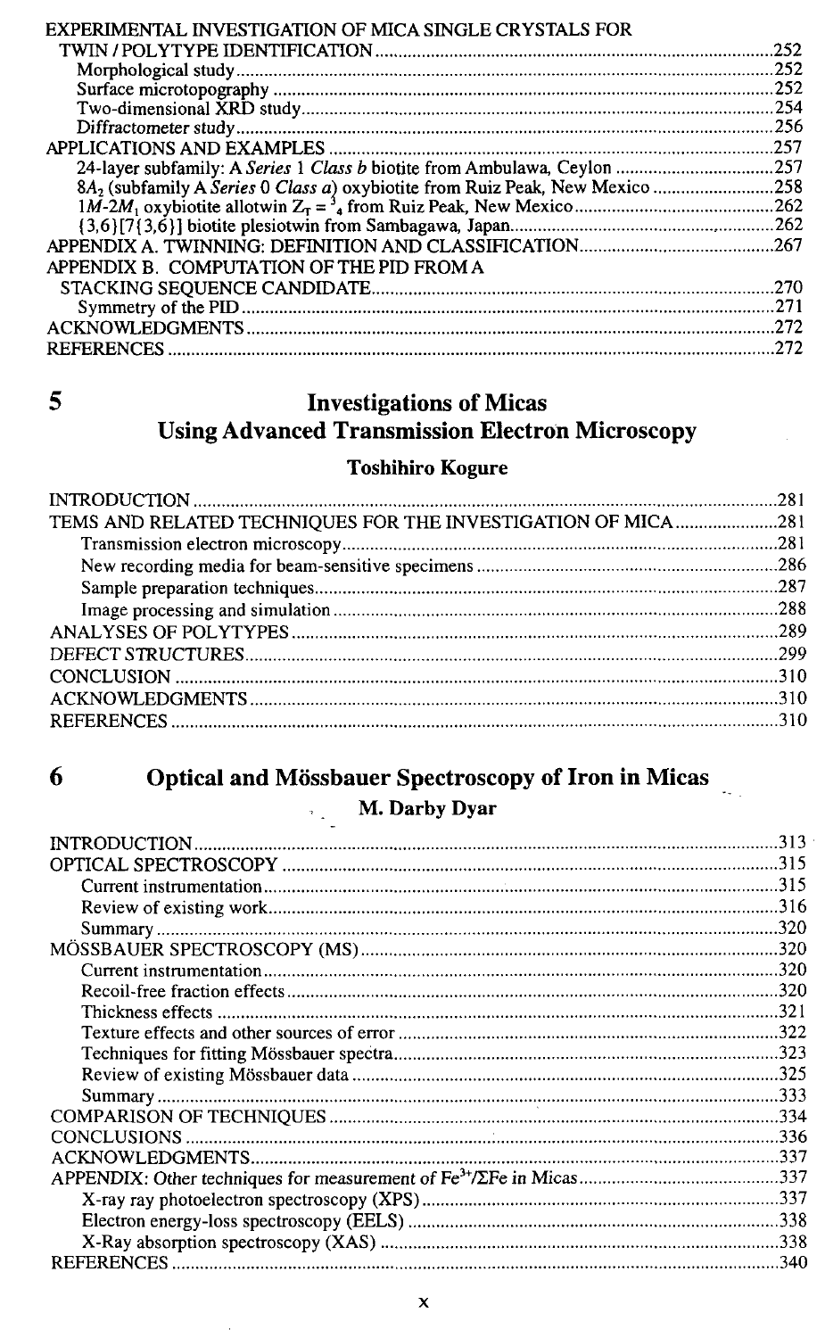EXPERIMENTAL INVESTIGATION OF MICA SINGLE CRYSTALS FOR TWIN / POLYTYPE IDENTIFICATION ....... 252
- Morphological study ....... 252
- Surface microtopography ....... 252
- Two-dimensional XRD study ....... 254
- Diffractometer study ....... 256

APPLICATIONS AND EXAMPLES ....... 257
- 24-layer subfamily: A *Series* 1 *Class b* biotite from Ambulawa, Ceylon ....... 257
- $8A_2$ (subfamily A *Series* 0 *Class a*) oxybiotite from Ruiz Peak, New Mexico ....... 258
- $1M$-$2M_1$ oxybiotite allotwin $Z_T = {}^3_4$ from Ruiz Peak, New Mexico ....... 262
- {3,6}[7{3,6}] biotite plesiotwin from Sambagawa, Japan ....... 262

APPENDIX A. TWINNING: DEFINITION AND CLASSIFICATION ....... 267

APPENDIX B. COMPUTATION OF THE PID FROM A STACKING SEQUENCE CANDIDATE ....... 270
- Symmetry of the PID ....... 271

ACKNOWLEDGMENTS ....... 272

REFERENCES ....... 272

## 5 Investigations of Micas Using Advanced Transmission Electron Microscopy

### Toshihiro Kogure

INTRODUCTION ....... 281

TEMS AND RELATED TECHNIQUES FOR THE INVESTIGATION OF MICA ....... 281
- Transmission electron microscopy ....... 281
- New recording media for beam-sensitive specimens ....... 286
- Sample preparation techniques ....... 287
- Image processing and simulation ....... 288

ANALYSES OF POLYTYPES ....... 289

DEFECT STRUCTURES ....... 299

CONCLUSION ....... 310

ACKNOWLEDGMENTS ....... 310

REFERENCES ....... 310

## 6 Optical and Mössbauer Spectroscopy of Iron in Micas

### M. Darby Dyar

INTRODUCTION ....... 313

OPTICAL SPECTROSCOPY ....... 315
- Current instrumentation ....... 315
- Review of existing work ....... 316
- Summary ....... 320

MÖSSBAUER SPECTROSCOPY (MS) ....... 320
- Current instrumentation ....... 320
- Recoil-free fraction effects ....... 320
- Thickness effects ....... 321
- Texture effects and other sources of error ....... 322
- Techniques for fitting Mössbauer spectra ....... 323
- Review of existing Mössbauer data ....... 325
- Summary ....... 333

COMPARISON OF TECHNIQUES ....... 334

CONCLUSIONS ....... 336

ACKNOWLEDGMENTS ....... 337

APPENDIX: Other techniques for measurement of $Fe^{3+}/\Sigma Fe$ in Micas ....... 337
- X-ray ray photoelectron spectroscopy (XPS) ....... 337
- Electron energy-loss spectroscopy (EELS) ....... 338
- X-Ray absorption spectroscopy (XAS) ....... 338

REFERENCES ....... 340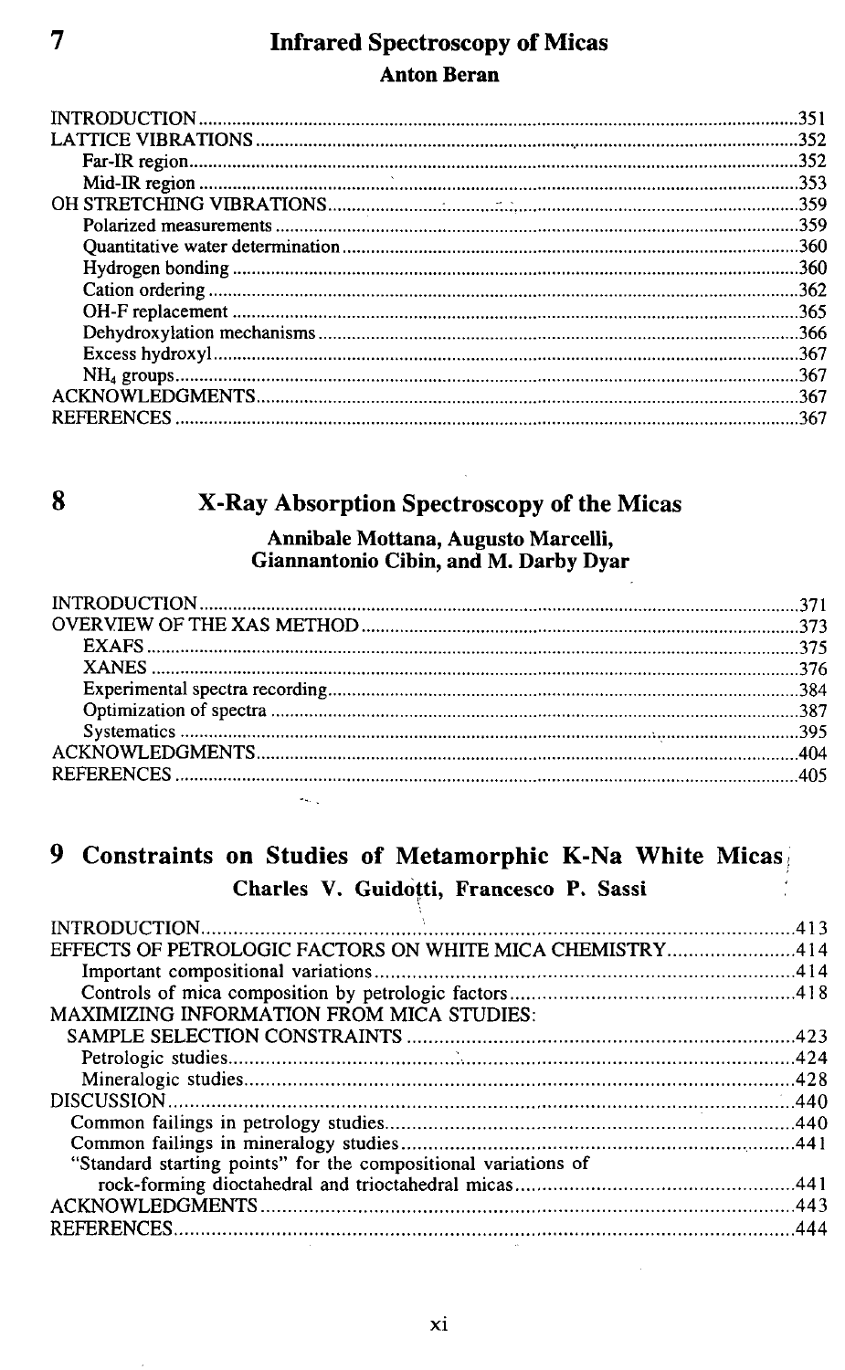# 7 Infrared Spectroscopy of Micas

**Anton Beran**

INTRODUCTION ....351
LATTICE VIBRATIONS ....352
- Far-IR region ....352
- Mid-IR region ....353

OH STRETCHING VIBRATIONS ....359
- Polarized measurements ....359
- Quantitative water determination ....360
- Hydrogen bonding ....360
- Cation ordering ....362
- OH-F replacement ....365
- Dehydroxylation mechanisms ....366
- Excess hydroxyl ....367
- $NH_4$ groups ....367

ACKNOWLEDGMENTS ....367
REFERENCES ....367

# 8 X-Ray Absorption Spectroscopy of the Micas

**Annibale Mottana, Augusto Marcelli, Giannantonio Cibin, and M. Darby Dyar**

INTRODUCTION ....371
OVERVIEW OF THE XAS METHOD ....373
- EXAFS ....375
- XANES ....376
- Experimental spectra recording ....384
- Optimization of spectra ....387
- Systematics ....395

ACKNOWLEDGMENTS ....404
REFERENCES ....405

# 9 Constraints on Studies of Metamorphic K-Na White Micas

**Charles V. Guidotti, Francesco P. Sassi**

INTRODUCTION ....413
EFFECTS OF PETROLOGIC FACTORS ON WHITE MICA CHEMISTRY ....414
- Important compositional variations ....414
- Controls of mica composition by petrologic factors ....418

MAXIMIZING INFORMATION FROM MICA STUDIES: SAMPLE SELECTION CONSTRAINTS ....423
- Petrologic studies ....424
- Mineralogic studies ....428

DISCUSSION ....440
- Common failings in petrology studies ....440
- Common failings in mineralogy studies ....441
- "Standard starting points" for the compositional variations of rock-forming dioctahedral and trioctahedral micas ....441

ACKNOWLEDGMENTS ....443
REFERENCES ....444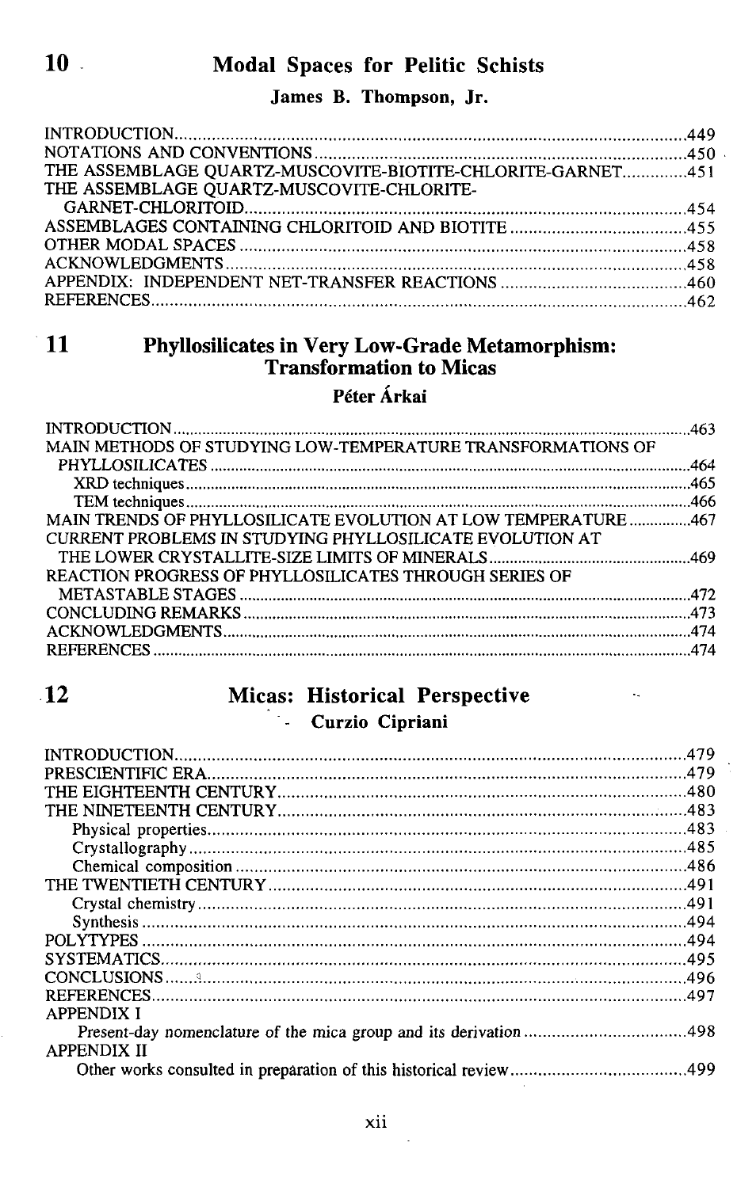## 10 Modal Spaces for Pelitic Schists

**James B. Thompson, Jr.**

INTRODUCTION....449
NOTATIONS AND CONVENTIONS....450
THE ASSEMBLAGE QUARTZ-MUSCOVITE-BIOTITE-CHLORITE-GARNET....451
THE ASSEMBLAGE QUARTZ-MUSCOVITE-CHLORITE-GARNET-CHLORITOID....454
ASSEMBLAGES CONTAINING CHLORITOID AND BIOTITE....455
OTHER MODAL SPACES....458
ACKNOWLEDGMENTS....458
APPENDIX: INDEPENDENT NET-TRANSFER REACTIONS....460
REFERENCES....462

## 11 Phyllosilicates in Very Low-Grade Metamorphism: Transformation to Micas

**Péter Árkai**

INTRODUCTION....463
MAIN METHODS OF STUDYING LOW-TEMPERATURE TRANSFORMATIONS OF PHYLLOSILICATES....464
- XRD techniques....465
- TEM techniques....466

MAIN TRENDS OF PHYLLOSILICATE EVOLUTION AT LOW TEMPERATURE....467
CURRENT PROBLEMS IN STUDYING PHYLLOSILICATE EVOLUTION AT THE LOWER CRYSTALLITE-SIZE LIMITS OF MINERALS....469
REACTION PROGRESS OF PHYLLOSILICATES THROUGH SERIES OF METASTABLE STAGES....472
CONCLUDING REMARKS....473
ACKNOWLEDGMENTS....474
REFERENCES....474

## 12 Micas: Historical Perspective

**Curzio Cipriani**

INTRODUCTION....479
PRESCIENTIFIC ERA....479
THE EIGHTEENTH CENTURY....480
THE NINETEENTH CENTURY....483
- Physical properties....483
- Crystallography....485
- Chemical composition....486

THE TWENTIETH CENTURY....491
- Crystal chemistry....491
- Synthesis....494

POLYTYPES....494
SYSTEMATICS....495
CONCLUSIONS....496
REFERENCES....497
APPENDIX I
- Present-day nomenclature of the mica group and its derivation....498

APPENDIX II
- Other works consulted in preparation of this historical review....499